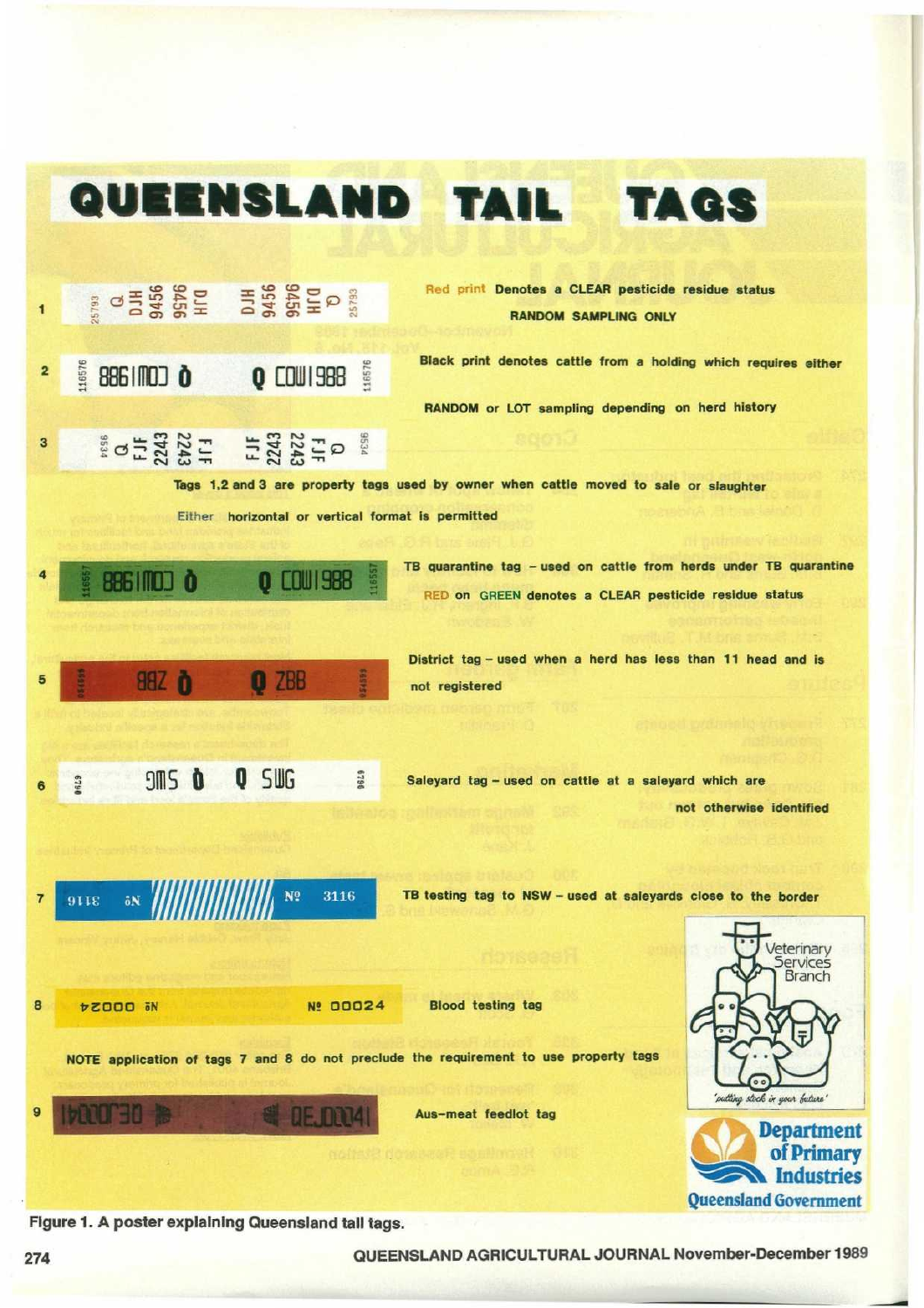# QUEENSLAND TAIL TAGS

1 — Red print Denotes a CLEAR pesticide residue status RANDOM SAMPLING ONLY

2 — Black print denotes cattle from a holding which requires either RANDOM or LOT sampling depending on herd history

3

Tags 1, 2 and 3 are property tags used by owner when cattle moved to sale or slaughter

Either horizontal or vertical format is permitted

4 — TB quarantine tag – used on cattle from herds under TB quarantine

RED on GREEN denotes a CLEAR residue status

5 — District tag – used when a herd has less than 11 head and is not registered

6 — Saleyard tag – used on cattle at a saleyard which are not otherwise identified

7 — TB testing tag to NSW – used at saleyards close to the border

8 — Blood testing tag

NOTE application of tags 7 and 8 do not preclude the requirement to use property tags

9 — Aus-meat feedlot tag

Veterinary Services Branch

*'putting stock in your future'*

Department of Primary Industries
Queensland Government

**Figure 1. A poster explaining Queensland tail tags.**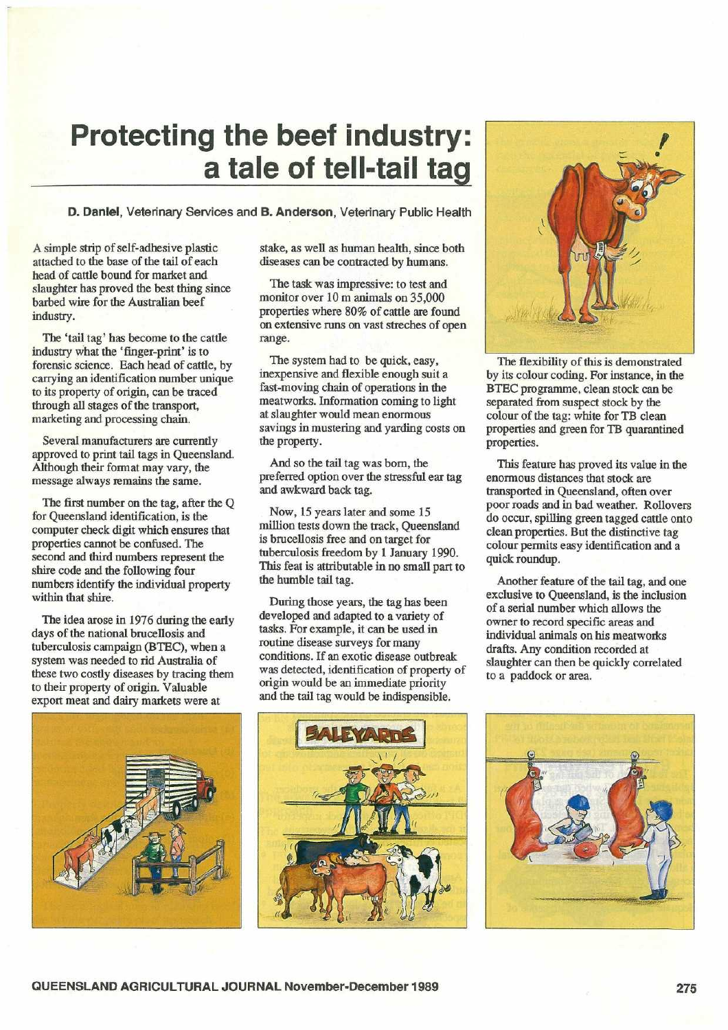# Protecting the beef industry: a tale of tell-tail tag

**D. Daniel**, Veterinary Services and **B. Anderson**, Veterinary Public Health

A simple strip of self-adhesive plastic attached to the base of the tail of each head of cattle bound for market and slaughter has proved the best thing since barbed wire for the Australian beef industry.

The 'tail tag' has become to the cattle industry what the 'finger-print' is to forensic science. Each head of cattle, by carrying an identification number unique to its property of origin, can be traced through all stages of the transport, marketing and processing chain.

Several manufacturers are currently approved to print tail tags in Queensland. Although their format may vary, the message always remains the same.

The first number on the tag, after the Q for Queensland identification, is the computer check digit which ensures that properties cannot be confused. The second and third numbers represent the shire code and the following four numbers identify the individual property within that shire.

The idea arose in 1976 during the early days of the national brucellosis and tuberculosis campaign (BTEC), when a system was needed to rid Australia of these two costly diseases by tracing them to their property of origin. Valuable export meat and dairy markets were at stake, as well as human health, since both diseases can be contracted by humans.

The task was impressive: to test and monitor over 10 m animals on 35,000 properties where 80% of cattle are found on extensive runs on vast streches of open range.

The system had to be quick, easy, inexpensive and flexible enough suit a fast-moving chain of operations in the meatworks. Information coming to light at slaughter would mean enormous savings in mustering and yarding costs on the property.

And so the tail tag was born, the preferred option over the stressful ear tag and awkward back tag.

Now, 15 years later and some 15 million tests down the track, Queensland is brucellosis free and on target for tuberculosis freedom by 1 January 1990. This feat is attributable in no small part to the humble tail tag.

During those years, the tag has been developed and adapted to a variety of tasks. For example, it can be used in routine disease surveys for many conditions. If an exotic disease outbreak was detected, identification of property of origin would be an immediate priority and the tail tag would be indispensible.

The flexibility of this is demonstrated by its colour coding. For instance, in the BTEC programme, clean stock can be separated from suspect stock by the colour of the tag: white for TB clean properties and green for TB quarantined properties.

This feature has proved its value in the enormous distances that stock are transported in Queensland, often over poor roads and in bad weather. Rollovers do occur, spilling green tagged cattle onto clean properties. But the distinctive tag colour permits easy identification and a quick roundup.

Another feature of the tail tag, and one exclusive to Queensland, is the inclusion of a serial number which allows the owner to record specific areas and individual animals on his meatworks drafts. Any condition recorded at slaughter can then be quickly correlated to a paddock or area.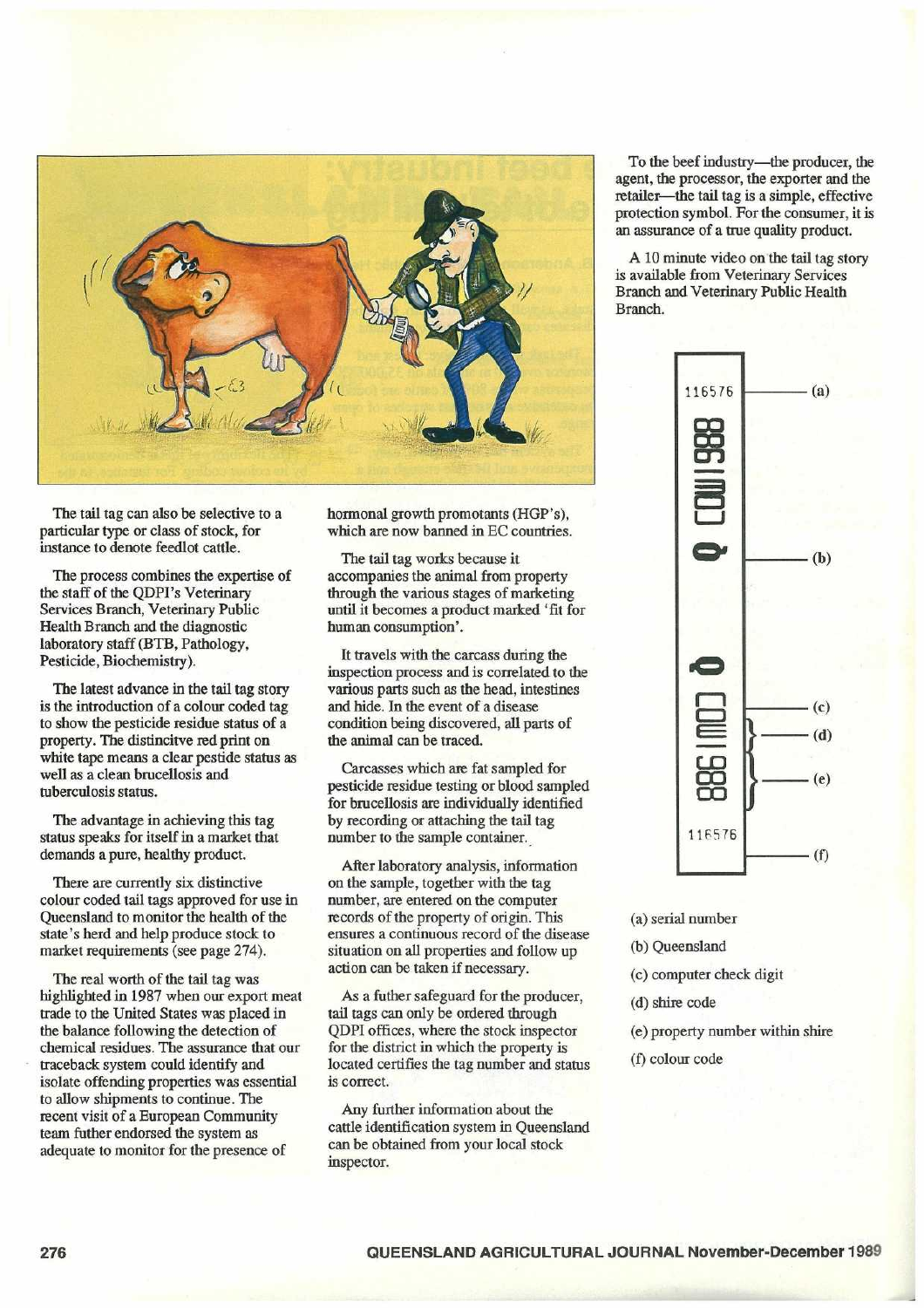The tail tag can also be selective to a particular type or class of stock, for instance to denote feedlot cattle.

The process combines the expertise of the staff of the QDPI's Veterinary Services Branch, Veterinary Public Health Branch and the diagnostic laboratory staff (BTB, Pathology, Pesticide, Biochemistry).

The latest advance in the tail tag story is the introduction of a colour coded tag to show the pesticide residue status of a property. The distincitve red print on white tape means a clear pestide status as well as a clean brucellosis and tuberculosis status.

The advantage in achieving this tag status speaks for itself in a market that demands a pure, healthy product.

There are currently six distinctive colour coded tail tags approved for use in Queensland to monitor the health of the state's herd and help produce stock to market requirements (see page 274).

The real worth of the tail tag was highlighted in 1987 when our export meat trade to the United States was placed in the balance following the detection of chemical residues. The assurance that our traceback system could identify and isolate offending properties was essential to allow shipments to continue. The recent visit of a European Community team futher endorsed the system as adequate to monitor for the presence of hormonal growth promotants (HGP's), which are now banned in EC countries.

The tail tag works because it accompanies the animal from property through the various stages of marketing until it becomes a product marked 'fit for human consumption'.

It travels with the carcass during the inspection process and is correlated to the various parts such as the head, intestines and hide. In the event of a disease condition being discovered, all parts of the animal can be traced.

Carcasses which are fat sampled for pesticide residue testing or blood sampled for brucellosis are individually identified by recording or attaching the tail tag number to the sample container.

After laboratory analysis, information on the sample, together with the tag number, are entered on the computer records of the property of origin. This ensures a continuous record of the disease situation on all properties and follow up action can be taken if necessary.

As a futher safeguard for the producer, tail tags can only be ordered through QDPI offices, where the stock inspector for the district in which the property is located certifies the tag number and status is correct.

Any further information about the cattle identification system in Queensland can be obtained from your local stock inspector.

To the beef industry—the producer, the agent, the processor, the exporter and the retailer—the tail tag is a simple, effective protection symbol. For the consumer, it is an assurance of a true quality product.

A 10 minute video on the tail tag story is available from Veterinary Services Branch and Veterinary Public Health Branch.

116576 — (a)

Q COW 1988 — (b)

(c)

(d)

(e)

116576 — (f)

(a) serial number

(b) Queensland

(c) computer check digit

(d) shire code

(e) property number within shire

(f) colour code